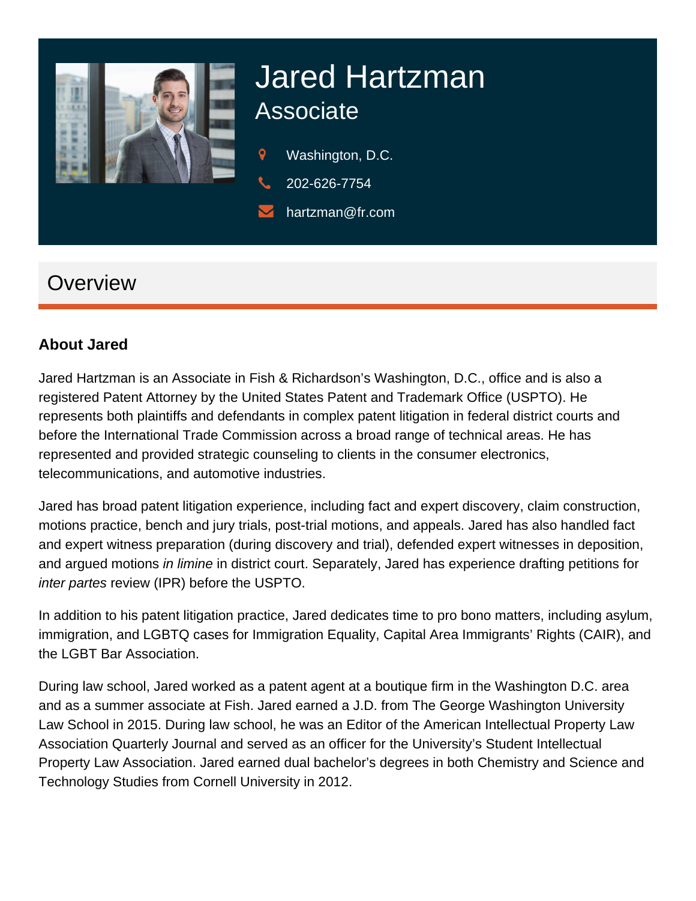# Jared Hartzman

## Associate

Washington, D.C.

202-626-7754

hartzman@fr.com

## Overview

### About Jared

Jared Hartzman is an Associate in Fish & Richardson's Washington, D.C., office and is also a registered Patent Attorney by the United States Patent and Trademark Office (USPTO). He represents both plaintiffs and defendants in complex patent litigation in federal district courts and before the International Trade Commission across a broad range of technical areas. He has represented and provided strategic counseling to clients in the consumer electronics, telecommunications, and automotive industries.

Jared has broad patent litigation experience, including fact and expert discovery, claim construction, motions practice, bench and jury trials, post-trial motions, and appeals. Jared has also handled fact and expert witness preparation (during discovery and trial), defended expert witnesses in deposition, and argued motions *in limine* in district court. Separately, Jared has experience drafting petitions for *inter partes* review (IPR) before the USPTO.

In addition to his patent litigation practice, Jared dedicates time to pro bono matters, including asylum, immigration, and LGBTQ cases for Immigration Equality, Capital Area Immigrants' Rights (CAIR), and the LGBT Bar Association.

During law school, Jared worked as a patent agent at a boutique firm in the Washington D.C. area and as a summer associate at Fish. Jared earned a J.D. from The George Washington University Law School in 2015. During law school, he was an Editor of the American Intellectual Property Law Association Quarterly Journal and served as an officer for the University's Student Intellectual Property Law Association. Jared earned dual bachelor's degrees in both Chemistry and Science and Technology Studies from Cornell University in 2012.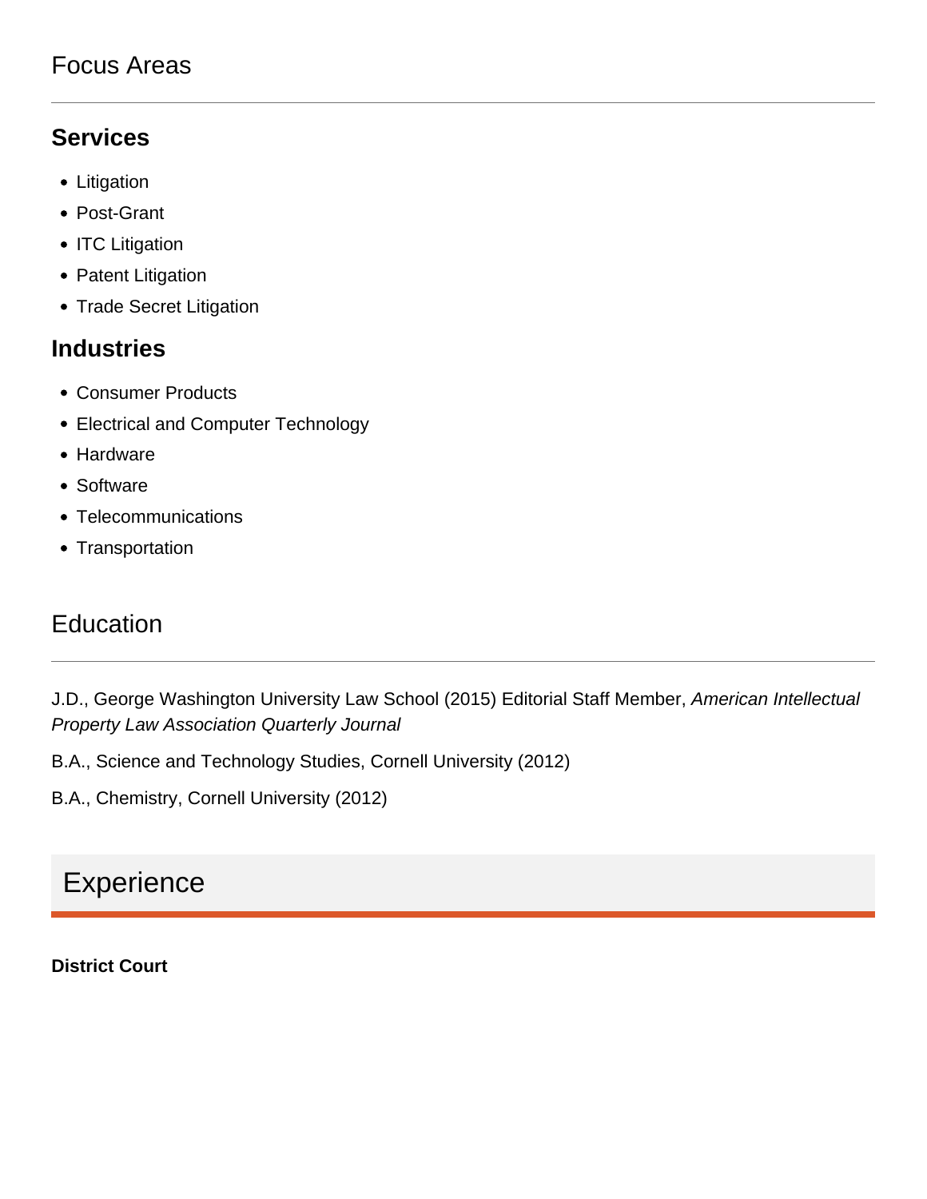## Focus Areas

### Services

- Litigation
- Post-Grant
- ITC Litigation
- Patent Litigation
- Trade Secret Litigation

### Industries

- Consumer Products
- Electrical and Computer Technology
- Hardware
- Software
- Telecommunications
- Transportation

## Education

J.D., George Washington University Law School (2015) Editorial Staff Member, *American Intellectual Property Law Association Quarterly Journal*

B.A., Science and Technology Studies, Cornell University (2012)

B.A., Chemistry, Cornell University (2012)

## Experience

**District Court**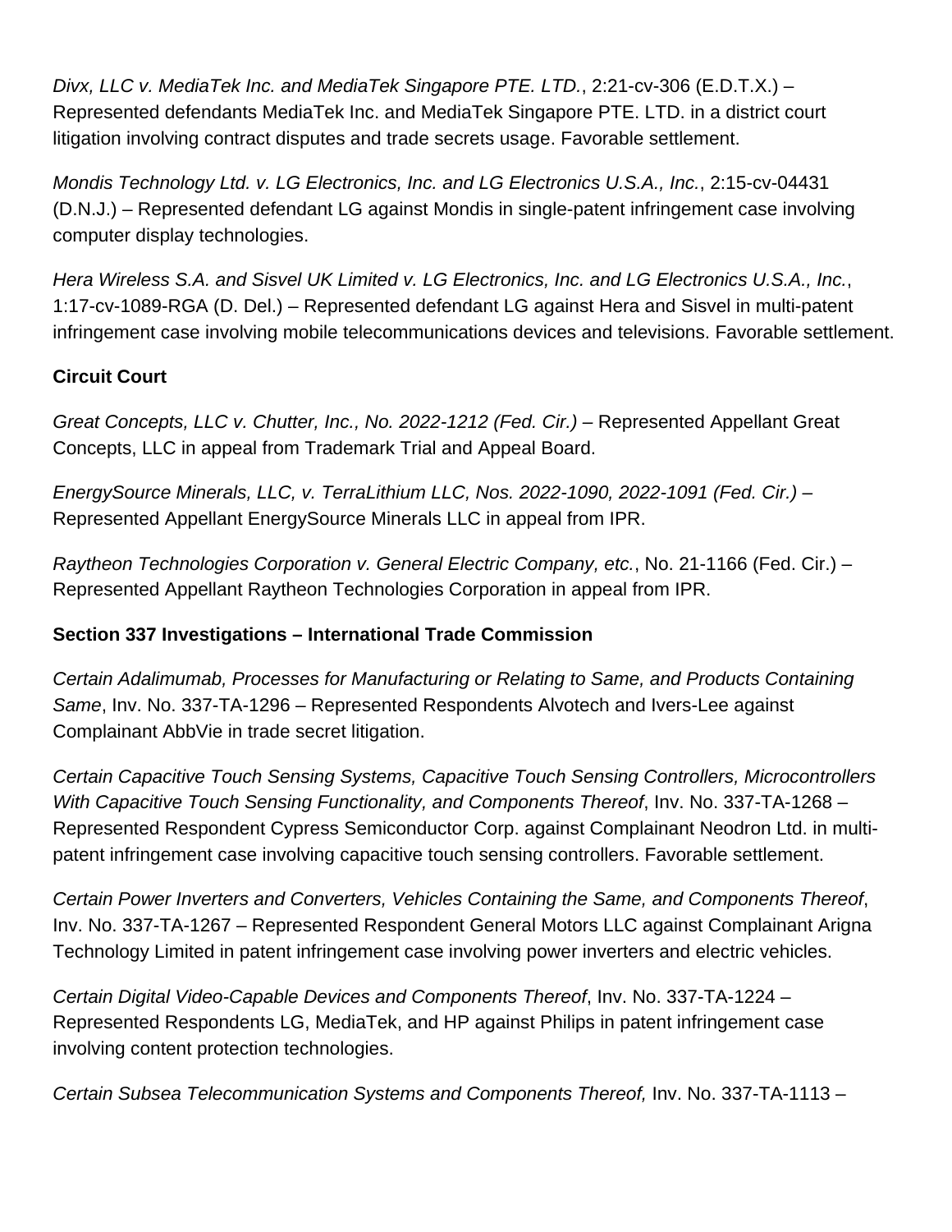*Divx, LLC v. MediaTek Inc. and MediaTek Singapore PTE. LTD.*, 2:21-cv-306 (E.D.T.X.) – Represented defendants MediaTek Inc. and MediaTek Singapore PTE. LTD. in a district court litigation involving contract disputes and trade secrets usage. Favorable settlement.

*Mondis Technology Ltd. v. LG Electronics, Inc. and LG Electronics U.S.A., Inc.*, 2:15-cv-04431 (D.N.J.) – Represented defendant LG against Mondis in single-patent infringement case involving computer display technologies.

*Hera Wireless S.A. and Sisvel UK Limited v. LG Electronics, Inc. and LG Electronics U.S.A., Inc.*, 1:17-cv-1089-RGA (D. Del.) – Represented defendant LG against Hera and Sisvel in multi-patent infringement case involving mobile telecommunications devices and televisions. Favorable settlement.

**Circuit Court**

*Great Concepts, LLC v. Chutter, Inc., No. 2022-1212 (Fed. Cir.)* – Represented Appellant Great Concepts, LLC in appeal from Trademark Trial and Appeal Board.

*EnergySource Minerals, LLC, v. TerraLithium LLC, Nos. 2022-1090, 2022-1091 (Fed. Cir.)* – Represented Appellant EnergySource Minerals LLC in appeal from IPR.

*Raytheon Technologies Corporation v. General Electric Company, etc.*, No. 21-1166 (Fed. Cir.) – Represented Appellant Raytheon Technologies Corporation in appeal from IPR.

**Section 337 Investigations – International Trade Commission**

*Certain Adalimumab, Processes for Manufacturing or Relating to Same, and Products Containing Same*, Inv. No. 337-TA-1296 – Represented Respondents Alvotech and Ivers-Lee against Complainant AbbVie in trade secret litigation.

*Certain Capacitive Touch Sensing Systems, Capacitive Touch Sensing Controllers, Microcontrollers With Capacitive Touch Sensing Functionality, and Components Thereof*, Inv. No. 337-TA-1268 – Represented Respondent Cypress Semiconductor Corp. against Complainant Neodron Ltd. in multi-patent infringement case involving capacitive touch sensing controllers. Favorable settlement.

*Certain Power Inverters and Converters, Vehicles Containing the Same, and Components Thereof*, Inv. No. 337-TA-1267 – Represented Respondent General Motors LLC against Complainant Arigna Technology Limited in patent infringement case involving power inverters and electric vehicles.

*Certain Digital Video-Capable Devices and Components Thereof*, Inv. No. 337-TA-1224 – Represented Respondents LG, MediaTek, and HP against Philips in patent infringement case involving content protection technologies.

*Certain Subsea Telecommunication Systems and Components Thereof,* Inv. No. 337-TA-1113 –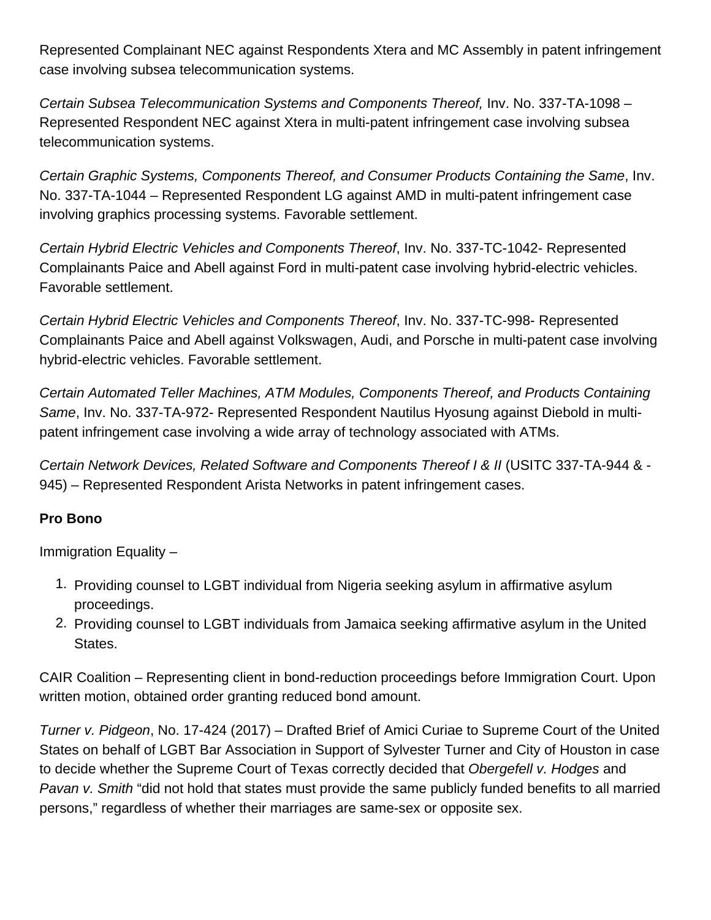Represented Complainant NEC against Respondents Xtera and MC Assembly in patent infringement case involving subsea telecommunication systems.

*Certain Subsea Telecommunication Systems and Components Thereof,* Inv. No. 337-TA-1098 – Represented Respondent NEC against Xtera in multi-patent infringement case involving subsea telecommunication systems.

*Certain Graphic Systems, Components Thereof, and Consumer Products Containing the Same*, Inv. No. 337-TA-1044 – Represented Respondent LG against AMD in multi-patent infringement case involving graphics processing systems. Favorable settlement.

*Certain Hybrid Electric Vehicles and Components Thereof*, Inv. No. 337-TC-1042- Represented Complainants Paice and Abell against Ford in multi-patent case involving hybrid-electric vehicles. Favorable settlement.

*Certain Hybrid Electric Vehicles and Components Thereof*, Inv. No. 337-TC-998- Represented Complainants Paice and Abell against Volkswagen, Audi, and Porsche in multi-patent case involving hybrid-electric vehicles. Favorable settlement.

*Certain Automated Teller Machines, ATM Modules, Components Thereof, and Products Containing Same*, Inv. No. 337-TA-972- Represented Respondent Nautilus Hyosung against Diebold in multi-patent infringement case involving a wide array of technology associated with ATMs.

*Certain Network Devices, Related Software and Components Thereof I & II* (USITC 337-TA-944 & -945) – Represented Respondent Arista Networks in patent infringement cases.

**Pro Bono**

Immigration Equality –

1. Providing counsel to LGBT individual from Nigeria seeking asylum in affirmative asylum proceedings.
2. Providing counsel to LGBT individuals from Jamaica seeking affirmative asylum in the United States.

CAIR Coalition – Representing client in bond-reduction proceedings before Immigration Court. Upon written motion, obtained order granting reduced bond amount.

*Turner v. Pidgeon*, No. 17-424 (2017) – Drafted Brief of Amici Curiae to Supreme Court of the United States on behalf of LGBT Bar Association in Support of Sylvester Turner and City of Houston in case to decide whether the Supreme Court of Texas correctly decided that *Obergefell v. Hodges* and *Pavan v. Smith* "did not hold that states must provide the same publicly funded benefits to all married persons," regardless of whether their marriages are same-sex or opposite sex.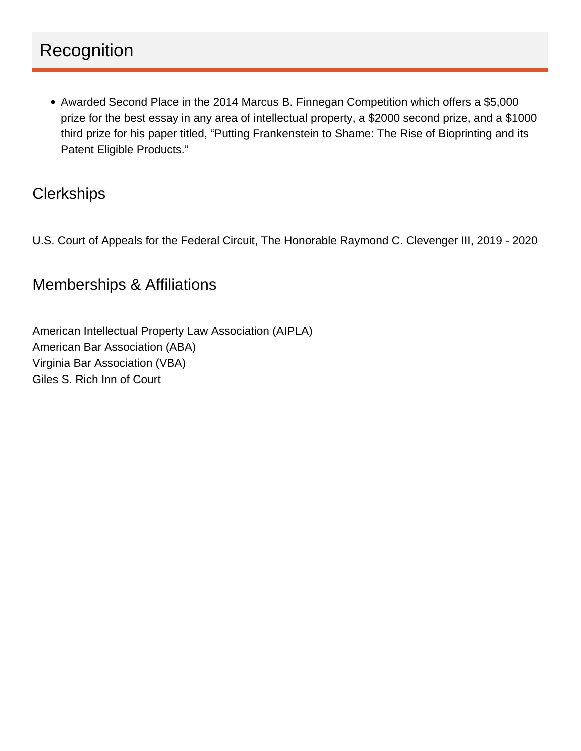## Recognition

- Awarded Second Place in the 2014 Marcus B. Finnegan Competition which offers a $5,000 prize for the best essay in any area of intellectual property, a $2000 second prize, and a $1000 third prize for his paper titled, “Putting Frankenstein to Shame: The Rise of Bioprinting and its Patent Eligible Products.”

### Clerkships

U.S. Court of Appeals for the Federal Circuit, The Honorable Raymond C. Clevenger III, 2019 - 2020

### Memberships & Affiliations

American Intellectual Property Law Association (AIPLA)
American Bar Association (ABA)
Virginia Bar Association (VBA)
Giles S. Rich Inn of Court